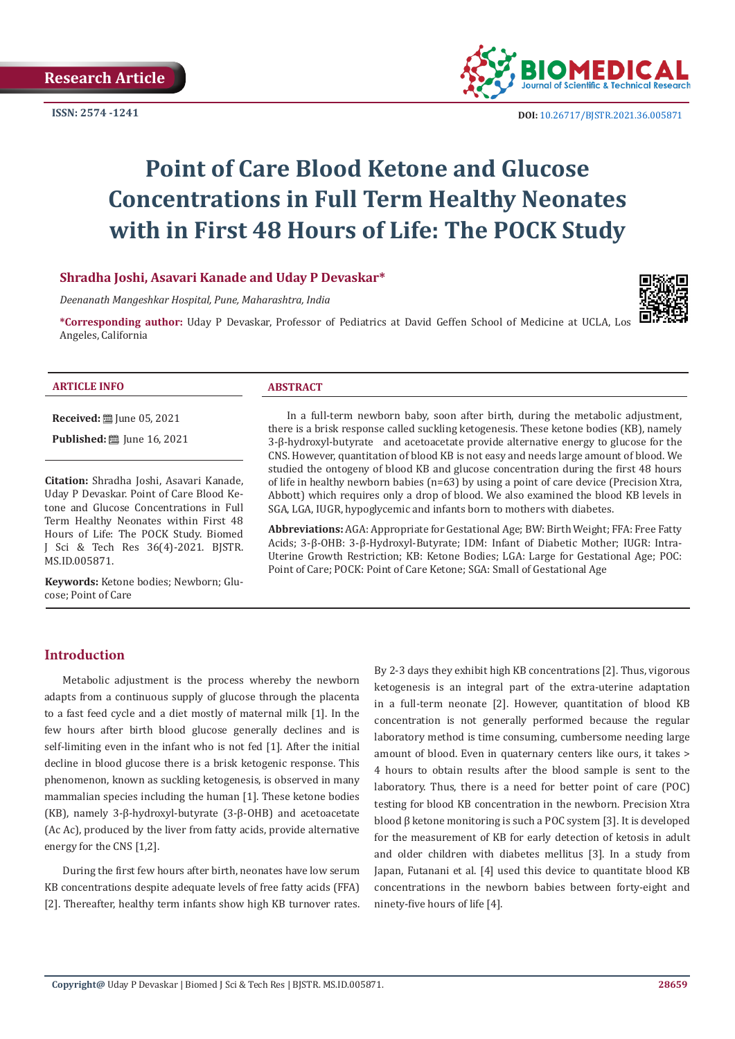Research Article

ISSN: 2574 -1241

DOI: 10.26717/BJSTR.2021.36.005871

# Point of Care Blood Ketone and Glucose Concentrations in Full Term Healthy Neonates with in First 48 Hours of Life: The POCK Study

**Shradha Joshi, Asavari Kanade and Uday P Devaskar***

*Deenanath Mangeshkar Hospital, Pune, Maharashtra, India*

***Corresponding author:** Uday P Devaskar, Professor of Pediatrics at David Geffen School of Medicine at UCLA, Los Angeles, California

### ARTICLE INFO

**Received:** June 05, 2021

**Published:** June 16, 2021

**Citation:** Shradha Joshi, Asavari Kanade, Uday P Devaskar. Point of Care Blood Ketone and Glucose Concentrations in Full Term Healthy Neonates within First 48 Hours of Life: The POCK Study. Biomed J Sci & Tech Res 36(4)-2021. BJSTR. MS.ID.005871.

**Keywords:** Ketone bodies; Newborn; Glucose; Point of Care

### ABSTRACT

In a full-term newborn baby, soon after birth, during the metabolic adjustment, there is a brisk response called suckling ketogenesis. These ketone bodies (KB), namely 3-β-hydroxyl-butyrate and acetoacetate provide alternative energy to glucose for the CNS. However, quantitation of blood KB is not easy and needs large amount of blood. We studied the ontogeny of blood KB and glucose concentration during the first 48 hours of life in healthy newborn babies (n=63) by using a point of care device (Precision Xtra, Abbott) which requires only a drop of blood. We also examined the blood KB levels in SGA, LGA, IUGR, hypoglycemic and infants born to mothers with diabetes.

**Abbreviations:** AGA: Appropriate for Gestational Age; BW: Birth Weight; FFA: Free Fatty Acids; 3-β-OHB: 3-β-Hydroxyl-Butyrate; IDM: Infant of Diabetic Mother; IUGR: Intra-Uterine Growth Restriction; KB: Ketone Bodies; LGA: Large for Gestational Age; POC: Point of Care; POCK: Point of Care Ketone; SGA: Small of Gestational Age

## Introduction

Metabolic adjustment is the process whereby the newborn adapts from a continuous supply of glucose through the placenta to a fast feed cycle and a diet mostly of maternal milk [1]. In the few hours after birth blood glucose generally declines and is self-limiting even in the infant who is not fed [1]. After the initial decline in blood glucose there is a brisk ketogenic response. This phenomenon, known as suckling ketogenesis, is observed in many mammalian species including the human [1]. These ketone bodies (KB), namely 3-β-hydroxyl-butyrate (3-β-OHB) and acetoacetate (Ac Ac), produced by the liver from fatty acids, provide alternative energy for the CNS [1,2].

During the first few hours after birth, neonates have low serum KB concentrations despite adequate levels of free fatty acids (FFA) [2]. Thereafter, healthy term infants show high KB turnover rates. By 2-3 days they exhibit high KB concentrations [2]. Thus, vigorous ketogenesis is an integral part of the extra-uterine adaptation in a full-term neonate [2]. However, quantitation of blood KB concentration is not generally performed because the regular laboratory method is time consuming, cumbersome needing large amount of blood. Even in quaternary centers like ours, it takes > 4 hours to obtain results after the blood sample is sent to the laboratory. Thus, there is a need for better point of care (POC) testing for blood KB concentration in the newborn. Precision Xtra blood β ketone monitoring is such a POC system [3]. It is developed for the measurement of KB for early detection of ketosis in adult and older children with diabetes mellitus [3]. In a study from Japan, Futanani et al. [4] used this device to quantitate blood KB concentrations in the newborn babies between forty-eight and ninety-five hours of life [4].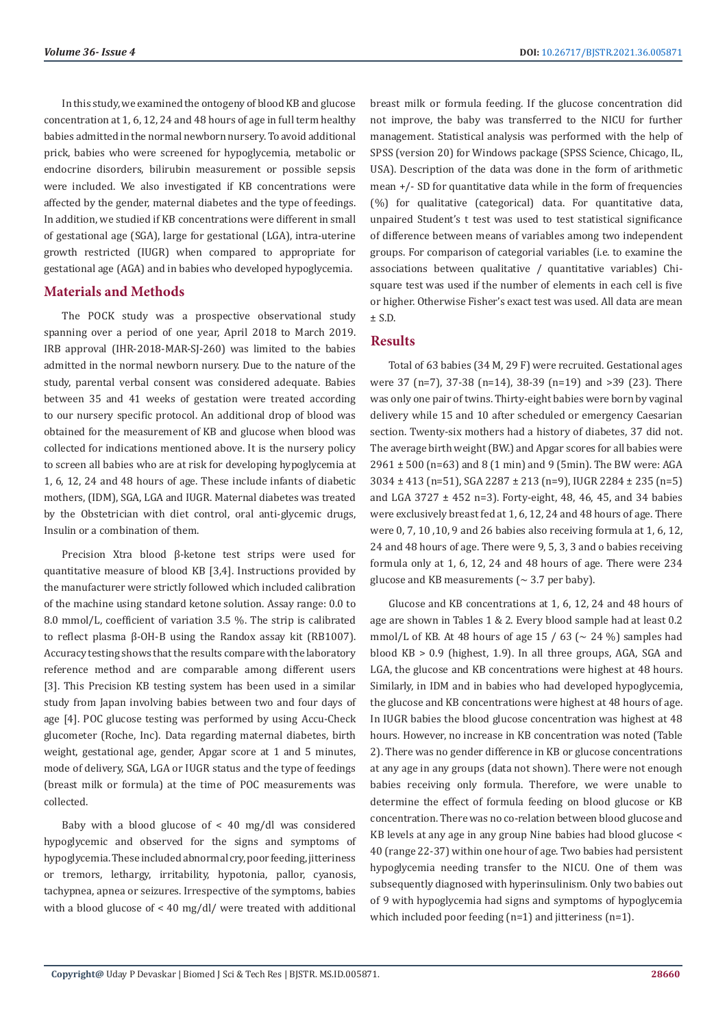In this study, we examined the ontogeny of blood KB and glucose concentration at 1, 6, 12, 24 and 48 hours of age in full term healthy babies admitted in the normal newborn nursery. To avoid additional prick, babies who were screened for hypoglycemia, metabolic or endocrine disorders, bilirubin measurement or possible sepsis were included. We also investigated if KB concentrations were affected by the gender, maternal diabetes and the type of feedings. In addition, we studied if KB concentrations were different in small of gestational age (SGA), large for gestational (LGA), intra-uterine growth restricted (IUGR) when compared to appropriate for gestational age (AGA) and in babies who developed hypoglycemia.

## Materials and Methods

The POCK study was a prospective observational study spanning over a period of one year, April 2018 to March 2019. IRB approval (IHR-2018-MAR-SJ-260) was limited to the babies admitted in the normal newborn nursery. Due to the nature of the study, parental verbal consent was considered adequate. Babies between 35 and 41 weeks of gestation were treated according to our nursery specific protocol. An additional drop of blood was obtained for the measurement of KB and glucose when blood was collected for indications mentioned above. It is the nursery policy to screen all babies who are at risk for developing hypoglycemia at 1, 6, 12, 24 and 48 hours of age. These include infants of diabetic mothers, (IDM), SGA, LGA and IUGR. Maternal diabetes was treated by the Obstetrician with diet control, oral anti-glycemic drugs, Insulin or a combination of them.

Precision Xtra blood β-ketone test strips were used for quantitative measure of blood KB [3,4]. Instructions provided by the manufacturer were strictly followed which included calibration of the machine using standard ketone solution. Assay range: 0.0 to 8.0 mmol/L, coefficient of variation 3.5 %. The strip is calibrated to reflect plasma β-OH-B using the Randox assay kit (RB1007). Accuracy testing shows that the results compare with the laboratory reference method and are comparable among different users [3]. This Precision KB testing system has been used in a similar study from Japan involving babies between two and four days of age [4]. POC glucose testing was performed by using Accu-Check glucometer (Roche, Inc). Data regarding maternal diabetes, birth weight, gestational age, gender, Apgar score at 1 and 5 minutes, mode of delivery, SGA, LGA or IUGR status and the type of feedings (breast milk or formula) at the time of POC measurements was collected.

Baby with a blood glucose of < 40 mg/dl was considered hypoglycemic and observed for the signs and symptoms of hypoglycemia. These included abnormal cry, poor feeding, jitteriness or tremors, lethargy, irritability, hypotonia, pallor, cyanosis, tachypnea, apnea or seizures. Irrespective of the symptoms, babies with a blood glucose of < 40 mg/dl/ were treated with additional breast milk or formula feeding. If the glucose concentration did not improve, the baby was transferred to the NICU for further management. Statistical analysis was performed with the help of SPSS (version 20) for Windows package (SPSS Science, Chicago, IL, USA). Description of the data was done in the form of arithmetic mean +/- SD for quantitative data while in the form of frequencies (%) for qualitative (categorical) data. For quantitative data, unpaired Student's t test was used to test statistical significance of difference between means of variables among two independent groups. For comparison of categorial variables (i.e. to examine the associations between qualitative / quantitative variables) Chi-square test was used if the number of elements in each cell is five or higher. Otherwise Fisher's exact test was used. All data are mean ± S.D.

## Results

Total of 63 babies (34 M, 29 F) were recruited. Gestational ages were 37 (n=7), 37-38 (n=14), 38-39 (n=19) and >39 (23). There was only one pair of twins. Thirty-eight babies were born by vaginal delivery while 15 and 10 after scheduled or emergency Caesarian section. Twenty-six mothers had a history of diabetes, 37 did not. The average birth weight (BW.) and Apgar scores for all babies were 2961 ± 500 (n=63) and 8 (1 min) and 9 (5min). The BW were: AGA 3034 ± 413 (n=51), SGA 2287 ± 213 (n=9), IUGR 2284 ± 235 (n=5) and LGA 3727 ± 452 n=3). Forty-eight, 48, 46, 45, and 34 babies were exclusively breast fed at 1, 6, 12, 24 and 48 hours of age. There were 0, 7, 10 ,10, 9 and 26 babies also receiving formula at 1, 6, 12, 24 and 48 hours of age. There were 9, 5, 3, 3 and o babies receiving formula only at 1, 6, 12, 24 and 48 hours of age. There were 234 glucose and KB measurements (~ 3.7 per baby).

Glucose and KB concentrations at 1, 6, 12, 24 and 48 hours of age are shown in Tables 1 & 2. Every blood sample had at least 0.2 mmol/L of KB. At 48 hours of age 15 / 63 (~ 24 %) samples had blood KB > 0.9 (highest, 1.9). In all three groups, AGA, SGA and LGA, the glucose and KB concentrations were highest at 48 hours. Similarly, in IDM and in babies who had developed hypoglycemia, the glucose and KB concentrations were highest at 48 hours of age. In IUGR babies the blood glucose concentration was highest at 48 hours. However, no increase in KB concentration was noted (Table 2). There was no gender difference in KB or glucose concentrations at any age in any groups (data not shown). There were not enough babies receiving only formula. Therefore, we were unable to determine the effect of formula feeding on blood glucose or KB concentration. There was no co-relation between blood glucose and KB levels at any age in any group Nine babies had blood glucose < 40 (range 22-37) within one hour of age. Two babies had persistent hypoglycemia needing transfer to the NICU. One of them was subsequently diagnosed with hyperinsulinism. Only two babies out of 9 with hypoglycemia had signs and symptoms of hypoglycemia which included poor feeding (n=1) and jitteriness (n=1).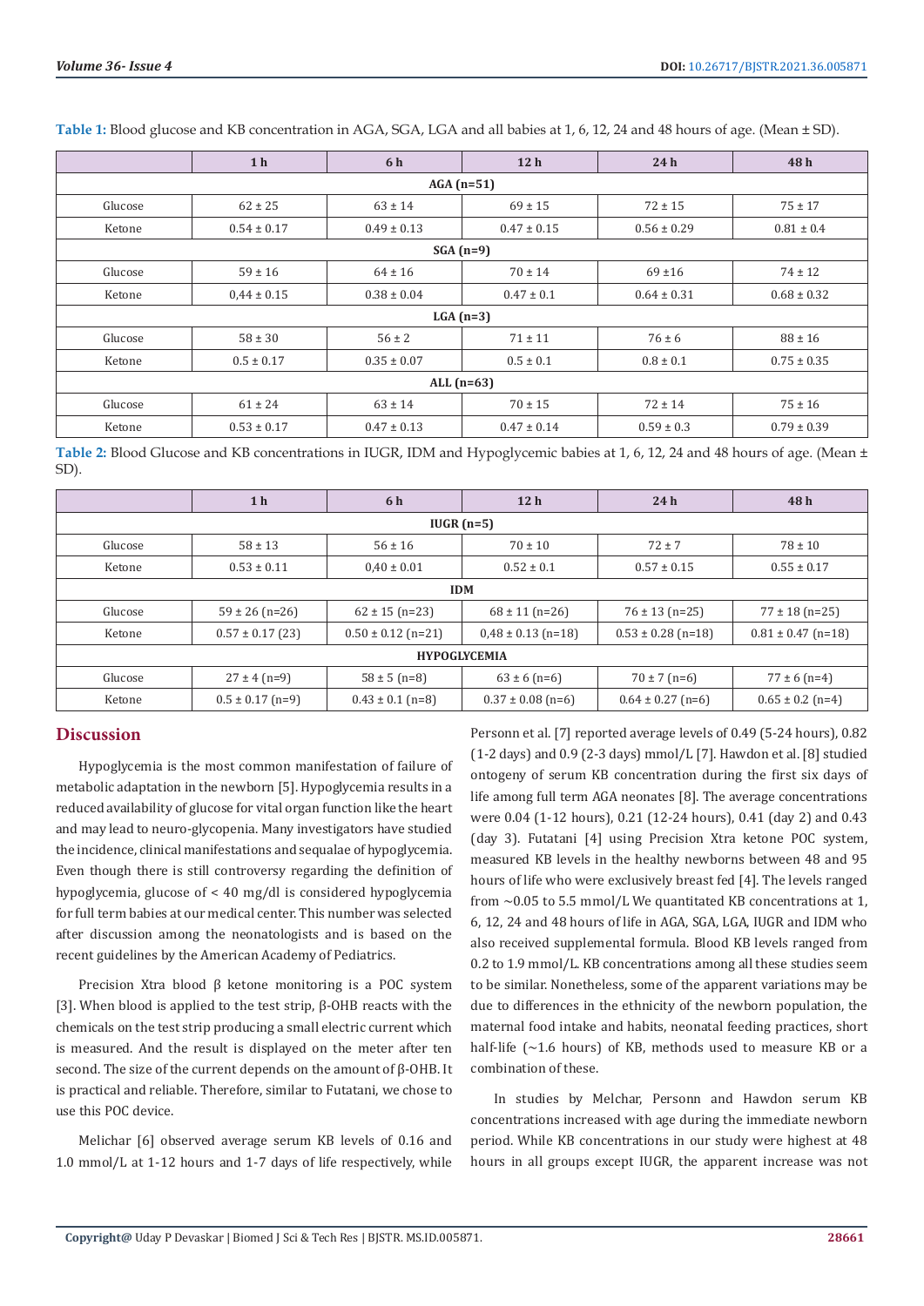**Table 1:** Blood glucose and KB concentration in AGA, SGA, LGA and all babies at 1, 6, 12, 24 and 48 hours of age. (Mean ± SD).

| | 1 h | 6 h | 12 h | 24 h | 48 h |
|---|---|---|---|---|---|
| **AGA (n=51)** | | | | | |
| Glucose | 62 ± 25 | 63 ± 14 | 69 ± 15 | 72 ± 15 | 75 ± 17 |
| Ketone | 0.54 ± 0.17 | 0.49 ± 0.13 | 0.47 ± 0.15 | 0.56 ± 0.29 | 0.81 ± 0.4 |
| **SGA (n=9)** | | | | | |
| Glucose | 59 ± 16 | 64 ± 16 | 70 ± 14 | 69 ±16 | 74 ± 12 |
| Ketone | 0,44 ± 0.15 | 0.38 ± 0.04 | 0.47 ± 0.1 | 0.64 ± 0.31 | 0.68 ± 0.32 |
| **LGA (n=3)** | | | | | |
| Glucose | 58 ± 30 | 56 ± 2 | 71 ± 11 | 76 ± 6 | 88 ± 16 |
| Ketone | 0.5 ± 0.17 | 0.35 ± 0.07 | 0.5 ± 0.1 | 0.8 ± 0.1 | 0.75 ± 0.35 |
| **ALL (n=63)** | | | | | |
| Glucose | 61 ± 24 | 63 ± 14 | 70 ± 15 | 72 ± 14 | 75 ± 16 |
| Ketone | 0.53 ± 0.17 | 0.47 ± 0.13 | 0.47 ± 0.14 | 0.59 ± 0.3 | 0.79 ± 0.39 |

**Table 2:** Blood Glucose and KB concentrations in IUGR, IDM and Hypoglycemic babies at 1, 6, 12, 24 and 48 hours of age. (Mean ± SD).

| | 1 h | 6 h | 12 h | 24 h | 48 h |
|---|---|---|---|---|---|
| **IUGR (n=5)** | | | | | |
| Glucose | 58 ± 13 | 56 ± 16 | 70 ± 10 | 72 ± 7 | 78 ± 10 |
| Ketone | 0.53 ± 0.11 | 0,40 ± 0.01 | 0.52 ± 0.1 | 0.57 ± 0.15 | 0.55 ± 0.17 |
| **IDM** | | | | | |
| Glucose | 59 ± 26 (n=26) | 62 ± 15 (n=23) | 68 ± 11 (n=26) | 76 ± 13 (n=25) | 77 ± 18 (n=25) |
| Ketone | 0.57 ± 0.17 (23) | 0.50 ± 0.12 (n=21) | 0,48 ± 0.13 (n=18) | 0.53 ± 0.28 (n=18) | 0.81 ± 0.47 (n=18) |
| **HYPOGLYCEMIA** | | | | | |
| Glucose | 27 ± 4 (n=9) | 58 ± 5 (n=8) | 63 ± 6 (n=6) | 70 ± 7 (n=6) | 77 ± 6 (n=4) |
| Ketone | 0.5 ± 0.17 (n=9) | 0.43 ± 0.1 (n=8) | 0.37 ± 0.08 (n=6) | 0.64 ± 0.27 (n=6) | 0.65 ± 0.2 (n=4) |

## Discussion

Hypoglycemia is the most common manifestation of failure of metabolic adaptation in the newborn [5]. Hypoglycemia results in a reduced availability of glucose for vital organ function like the heart and may lead to neuro-glycopenia. Many investigators have studied the incidence, clinical manifestations and sequalae of hypoglycemia. Even though there is still controversy regarding the definition of hypoglycemia, glucose of < 40 mg/dl is considered hypoglycemia for full term babies at our medical center. This number was selected after discussion among the neonatologists and is based on the recent guidelines by the American Academy of Pediatrics.

Precision Xtra blood β ketone monitoring is a POC system [3]. When blood is applied to the test strip, β-OHB reacts with the chemicals on the test strip producing a small electric current which is measured. And the result is displayed on the meter after ten second. The size of the current depends on the amount of β-OHB. It is practical and reliable. Therefore, similar to Futatani, we chose to use this POC device.

Melichar [6] observed average serum KB levels of 0.16 and 1.0 mmol/L at 1-12 hours and 1-7 days of life respectively, while Personn et al. [7] reported average levels of 0.49 (5-24 hours), 0.82 (1-2 days) and 0.9 (2-3 days) mmol/L [7]. Hawdon et al. [8] studied ontogeny of serum KB concentration during the first six days of life among full term AGA neonates [8]. The average concentrations were 0.04 (1-12 hours), 0.21 (12-24 hours), 0.41 (day 2) and 0.43 (day 3). Futatani [4] using Precision Xtra ketone POC system, measured KB levels in the healthy newborns between 48 and 95 hours of life who were exclusively breast fed [4]. The levels ranged from ~0.05 to 5.5 mmol/L We quantitated KB concentrations at 1, 6, 12, 24 and 48 hours of life in AGA, SGA, LGA, IUGR and IDM who also received supplemental formula. Blood KB levels ranged from 0.2 to 1.9 mmol/L. KB concentrations among all these studies seem to be similar. Nonetheless, some of the apparent variations may be due to differences in the ethnicity of the newborn population, the maternal food intake and habits, neonatal feeding practices, short half-life (~1.6 hours) of KB, methods used to measure KB or a combination of these.

In studies by Melchar, Personn and Hawdon serum KB concentrations increased with age during the immediate newborn period. While KB concentrations in our study were highest at 48 hours in all groups except IUGR, the apparent increase was not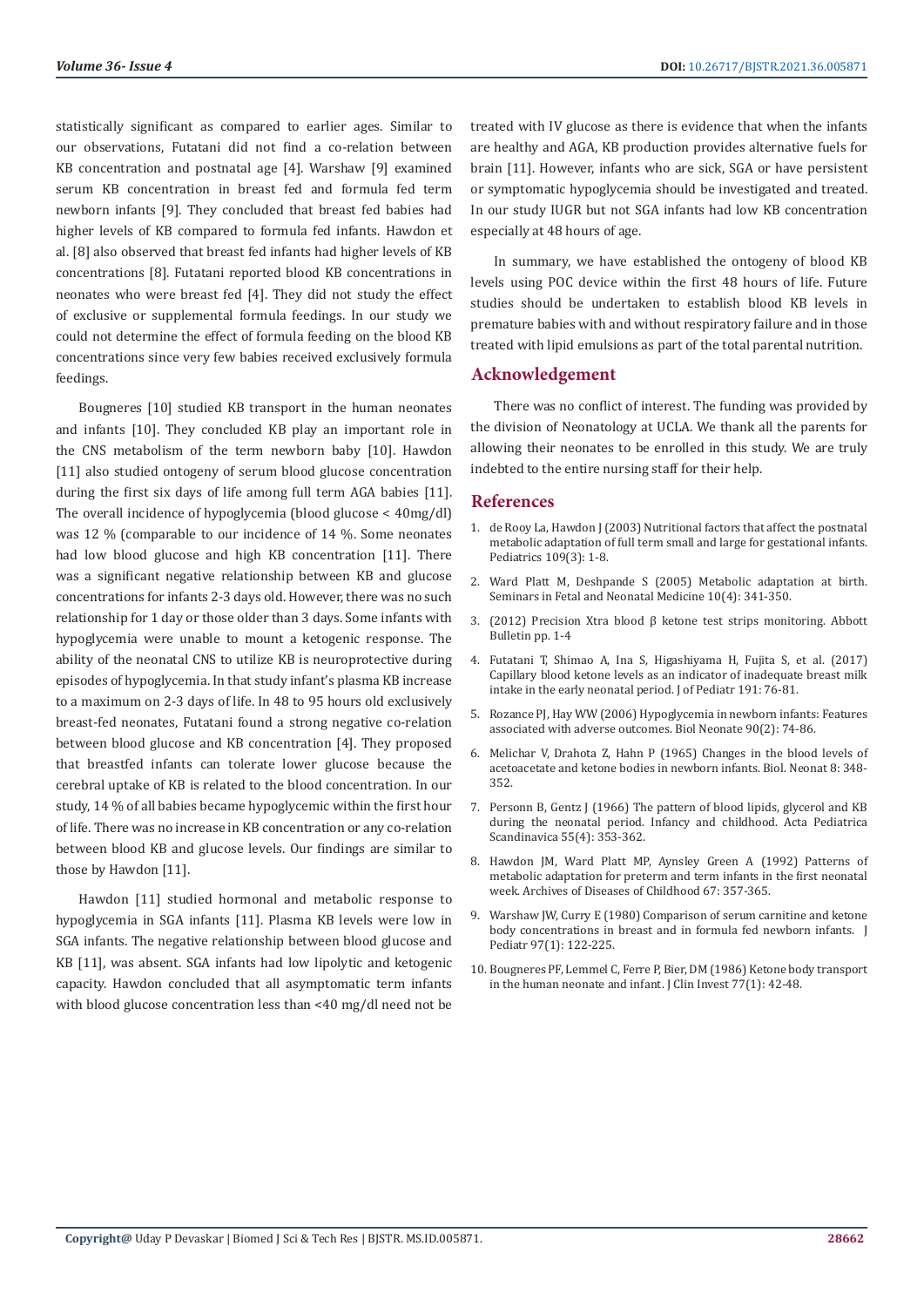statistically significant as compared to earlier ages. Similar to our observations, Futatani did not find a co-relation between KB concentration and postnatal age [4]. Warshaw [9] examined serum KB concentration in breast fed and formula fed term newborn infants [9]. They concluded that breast fed babies had higher levels of KB compared to formula fed infants. Hawdon et al. [8] also observed that breast fed infants had higher levels of KB concentrations [8]. Futatani reported blood KB concentrations in neonates who were breast fed [4]. They did not study the effect of exclusive or supplemental formula feedings. In our study we could not determine the effect of formula feeding on the blood KB concentrations since very few babies received exclusively formula feedings.

Bougneres [10] studied KB transport in the human neonates and infants [10]. They concluded KB play an important role in the CNS metabolism of the term newborn baby [10]. Hawdon [11] also studied ontogeny of serum blood glucose concentration during the first six days of life among full term AGA babies [11]. The overall incidence of hypoglycemia (blood glucose < 40mg/dl) was 12 % (comparable to our incidence of 14 %. Some neonates had low blood glucose and high KB concentration [11]. There was a significant negative relationship between KB and glucose concentrations for infants 2-3 days old. However, there was no such relationship for 1 day or those older than 3 days. Some infants with hypoglycemia were unable to mount a ketogenic response. The ability of the neonatal CNS to utilize KB is neuroprotective during episodes of hypoglycemia. In that study infant's plasma KB increase to a maximum on 2-3 days of life. In 48 to 95 hours old exclusively breast-fed neonates, Futatani found a strong negative co-relation between blood glucose and KB concentration [4]. They proposed that breastfed infants can tolerate lower glucose because the cerebral uptake of KB is related to the blood concentration. In our study, 14 % of all babies became hypoglycemic within the first hour of life. There was no increase in KB concentration or any co-relation between blood KB and glucose levels. Our findings are similar to those by Hawdon [11].

Hawdon [11] studied hormonal and metabolic response to hypoglycemia in SGA infants [11]. Plasma KB levels were low in SGA infants. The negative relationship between blood glucose and KB [11], was absent. SGA infants had low lipolytic and ketogenic capacity. Hawdon concluded that all asymptomatic term infants with blood glucose concentration less than <40 mg/dl need not be treated with IV glucose as there is evidence that when the infants are healthy and AGA, KB production provides alternative fuels for brain [11]. However, infants who are sick, SGA or have persistent or symptomatic hypoglycemia should be investigated and treated. In our study IUGR but not SGA infants had low KB concentration especially at 48 hours of age.

In summary, we have established the ontogeny of blood KB levels using POC device within the first 48 hours of life. Future studies should be undertaken to establish blood KB levels in premature babies with and without respiratory failure and in those treated with lipid emulsions as part of the total parental nutrition.

## Acknowledgement

There was no conflict of interest. The funding was provided by the division of Neonatology at UCLA. We thank all the parents for allowing their neonates to be enrolled in this study. We are truly indebted to the entire nursing staff for their help.

## References

1. de Rooy La, Hawdon J (2003) Nutritional factors that affect the postnatal metabolic adaptation of full term small and large for gestational infants. Pediatrics 109(3): 1-8.
2. Ward Platt M, Deshpande S (2005) Metabolic adaptation at birth. Seminars in Fetal and Neonatal Medicine 10(4): 341-350.
3. (2012) Precision Xtra blood β ketone test strips monitoring. Abbott Bulletin pp. 1-4
4. Futatani T, Shimao A, Ina S, Higashiyama H, Fujita S, et al. (2017) Capillary blood ketone levels as an indicator of inadequate breast milk intake in the early neonatal period. J of Pediatr 191: 76-81.
5. Rozance PJ, Hay WW (2006) Hypoglycemia in newborn infants: Features associated with adverse outcomes. Biol Neonate 90(2): 74-86.
6. Melichar V, Drahota Z, Hahn P (1965) Changes in the blood levels of acetoacetate and ketone bodies in newborn infants. Biol. Neonat 8: 348-352.
7. Personn B, Gentz J (1966) The pattern of blood lipids, glycerol and KB during the neonatal period. Infancy and childhood. Acta Pediatrica Scandinavica 55(4): 353-362.
8. Hawdon JM, Ward Platt MP, Aynsley Green A (1992) Patterns of metabolic adaptation for preterm and term infants in the first neonatal week. Archives of Diseases of Childhood 67: 357-365.
9. Warshaw JW, Curry E (1980) Comparison of serum carnitine and ketone body concentrations in breast and in formula fed newborn infants. J Pediatr 97(1): 122-225.
10. Bougneres PF, Lemmel C, Ferre P, Bier, DM (1986) Ketone body transport in the human neonate and infant. J Clin Invest 77(1): 42-48.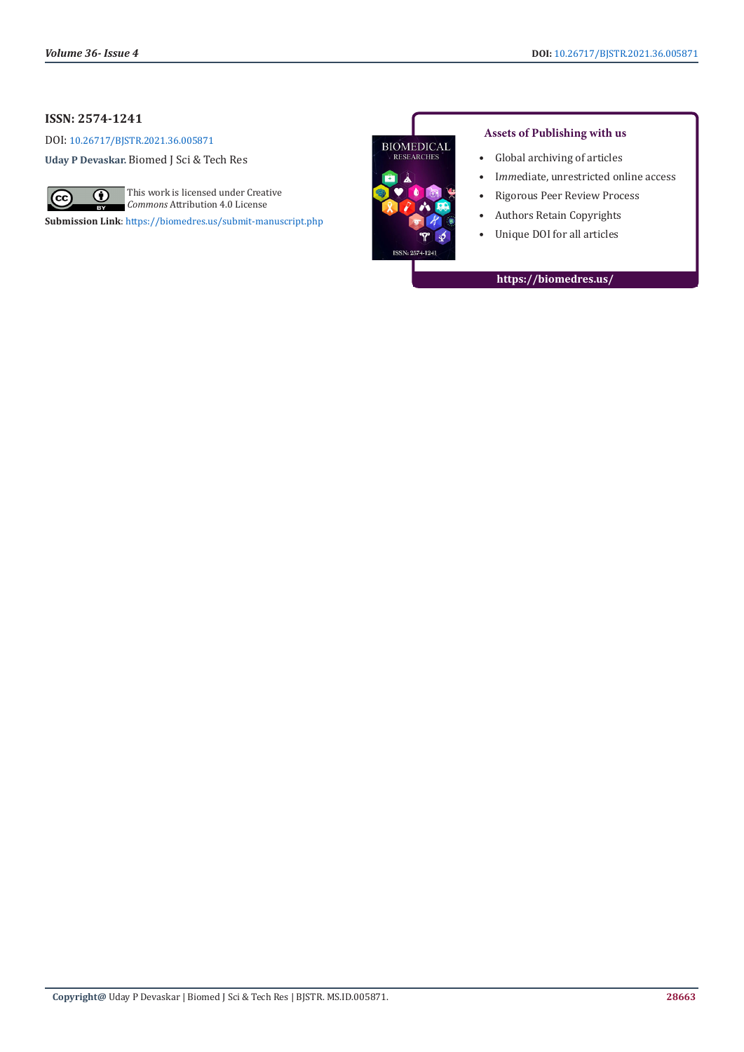**ISSN: 2574-1241**

DOI: 10.26717/BJSTR.2021.36.005871

**Uday P Devaskar.** Biomed J Sci & Tech Res

This work is licensed under Creative *Commons* Attribution 4.0 License

**Submission Link**: https://biomedres.us/submit-manuscript.php

### Assets of Publishing with us

- Global archiving of articles
- Immediate, unrestricted online access
- Rigorous Peer Review Process
- Authors Retain Copyrights
- Unique DOI for all articles

**https://biomedres.us/**